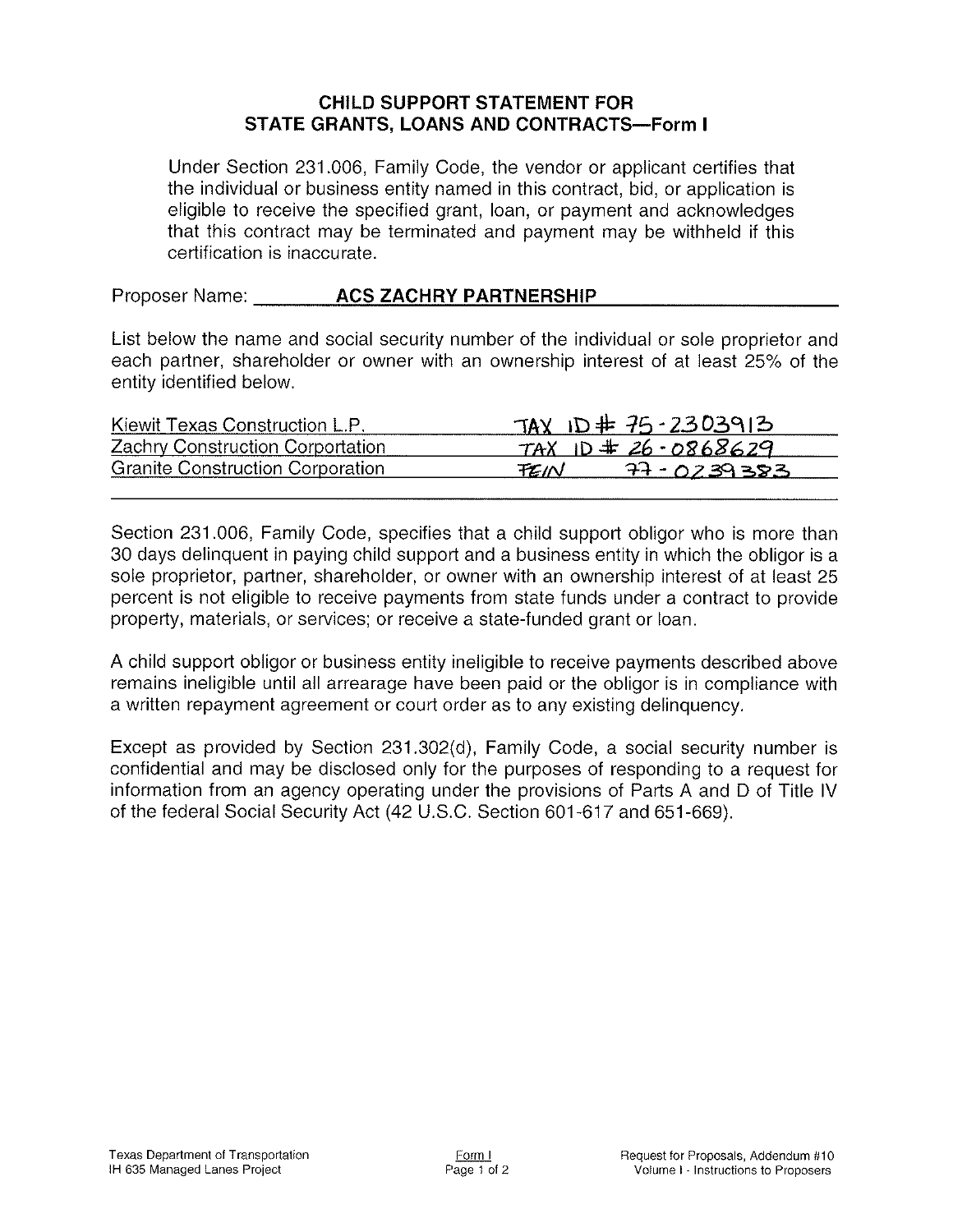## CHILD SUPPORT STATEMENT FOR STATE GRANTS, LOANS AND CONTRACTS—Form I

Under Section 231.006, Family Code, the vendor or applicant certifies that the individual or business entity named in this contract, bid, or application is eligible to receive the specified grant, loan, or payment and acknowledges that this contract may be terminated and payment may be withheld if this certification is inaccurate.

Proposer Name: **ACS ZACHRY PARTNERSHIP**

List below the name and social security number of the individual or sole proprietor and each partner, shareholder or owner with an ownership interest of at least 25% of the entity identified below.

| | |
|---|---|
| Kiewit Texas Construction L.P. | TAX ID # 75-2303913 |
| Zachry Construction Corporation | TAX ID # 26-0868629 |
| Granite Construction Corporation | FEIN 77-0239383 |

Section 231.006, Family Code, specifies that a child support obligor who is more than 30 days delinquent in paying child support and a business entity in which the obligor is a sole proprietor, partner, shareholder, or owner with an ownership interest of at least 25 percent is not eligible to receive payments from state funds under a contract to provide property, materials, or services; or receive a state-funded grant or loan.

A child support obligor or business entity ineligible to receive payments described above remains ineligible until all arrearage have been paid or the obligor is in compliance with a written repayment agreement or court order as to any existing delinquency.

Except as provided by Section 231.302(d), Family Code, a social security number is confidential and may be disclosed only for the purposes of responding to a request for information from an agency operating under the provisions of Parts A and D of Title IV of the federal Social Security Act (42 U.S.C. Section 601-617 and 651-669).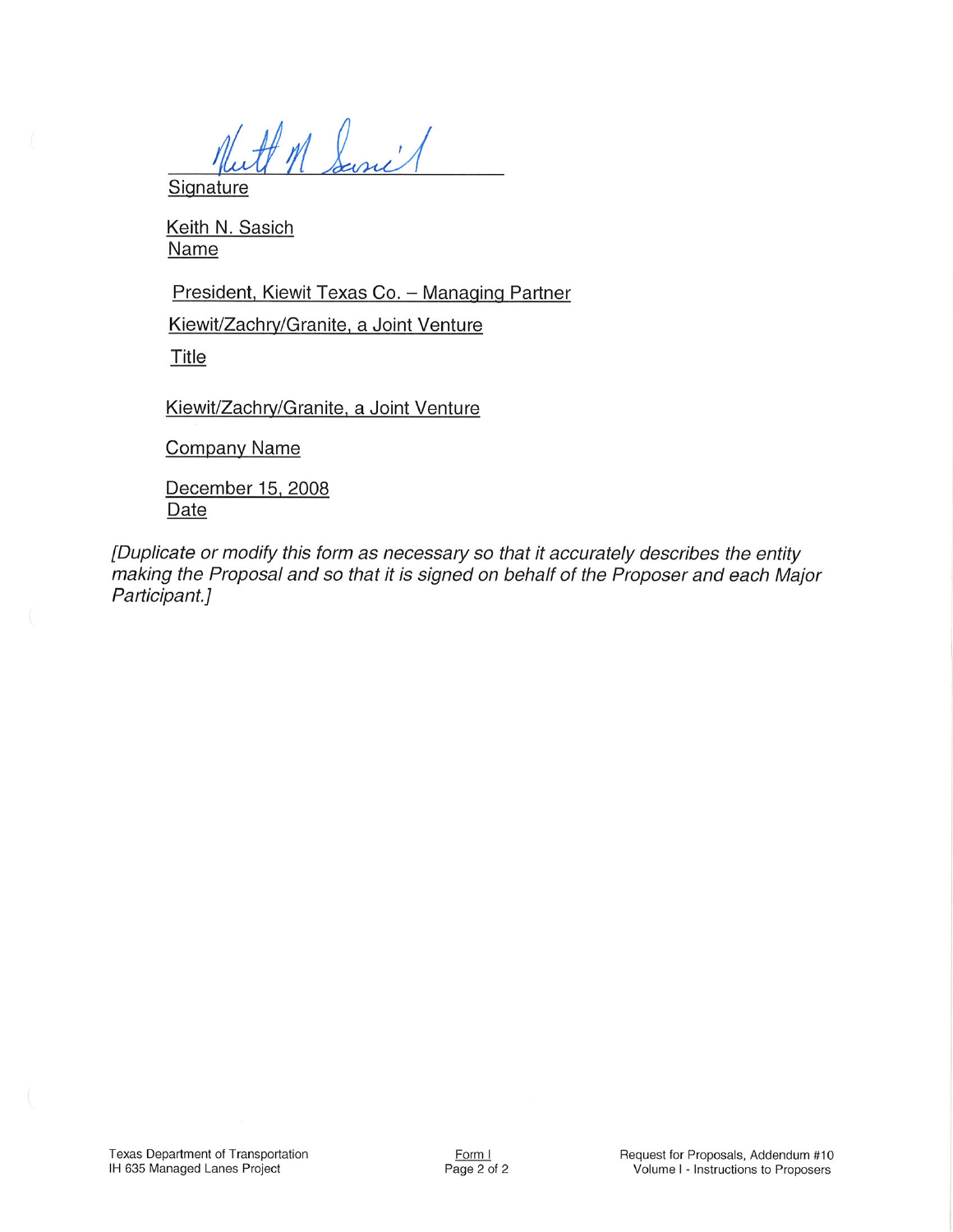Signature

Keith N. Sasich
Name

President, Kiewit Texas Co. – Managing Partner
Kiewit/Zachry/Granite, a Joint Venture
Title

Kiewit/Zachry/Granite, a Joint Venture

Company Name

December 15, 2008
Date

*[Duplicate or modify this form as necessary so that it accurately describes the entity making the Proposal and so that it is signed on behalf of the Proposer and each Major Participant.]*